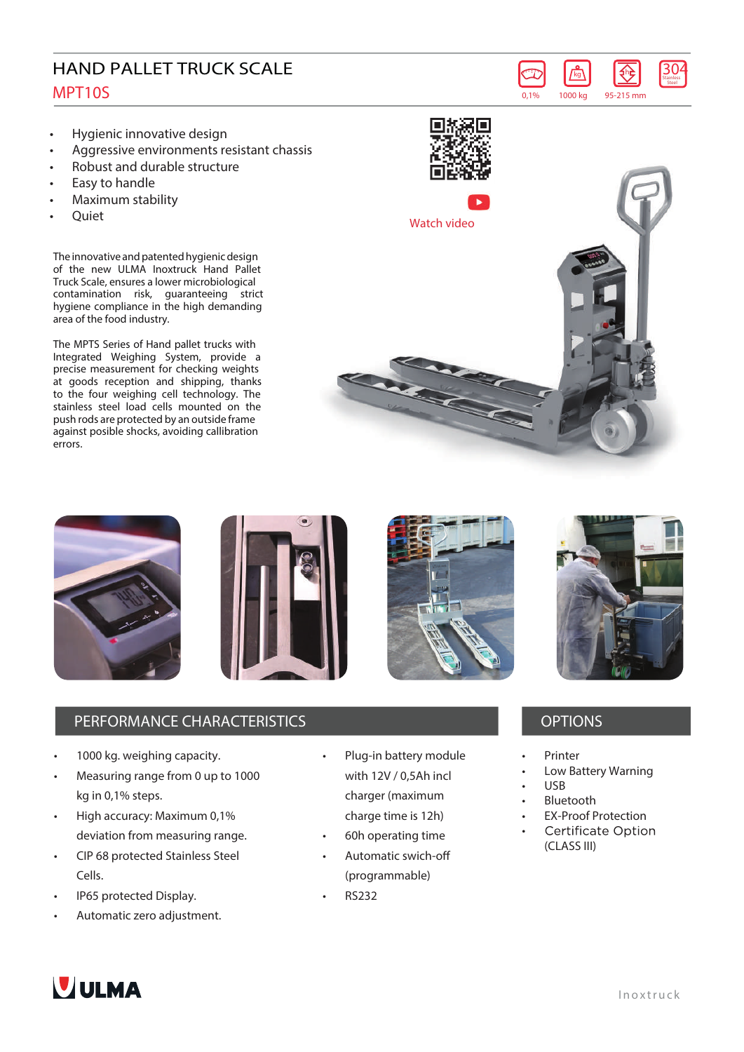# HAND PALLET TRUCK SCALE

## MPT10S

0,1% | 1000 kg | 95-215 mm | 304 Stainless Steel

- Hygienic innovative design
- Aggressive environments resistant chassis
- Robust and durable structure
- Easy to handle
- Maximum stability
- Quiet

Watch video

The innovative and patented hygienic design of the new ULMA Inoxtruck Hand Pallet Truck Scale, ensures a lower microbiological contamination risk, guaranteeing strict hygiene compliance in the high demanding area of the food industry.

The MPTS Series of Hand pallet trucks with Integrated Weighing System, provide a precise measurement for checking weights at goods reception and shipping, thanks to the four weighing cell technology. The stainless steel load cells mounted on the push rods are protected by an outside frame against posible shocks, avoiding callibration errors.

## PERFORMANCE CHARACTERISTICS

- 1000 kg. weighing capacity.
- Measuring range from 0 up to 1000 kg in 0,1% steps.
- High accuracy: Maximum 0,1% deviation from measuring range.
- CIP 68 protected Stainless Steel Cells.
- IP65 protected Display.
- Automatic zero adjustment.
- Plug-in battery module with 12V / 0,5Ah incl charger (maximum charge time is 12h)
- 60h operating time
- Automatic swich-off (programmable)
- RS232

## OPTIONS

- Printer
- Low Battery Warning
- USB
- Bluetooth
- EX-Proof Protection
- Certificate Option (CLASS III)

ULMA

Inoxtruck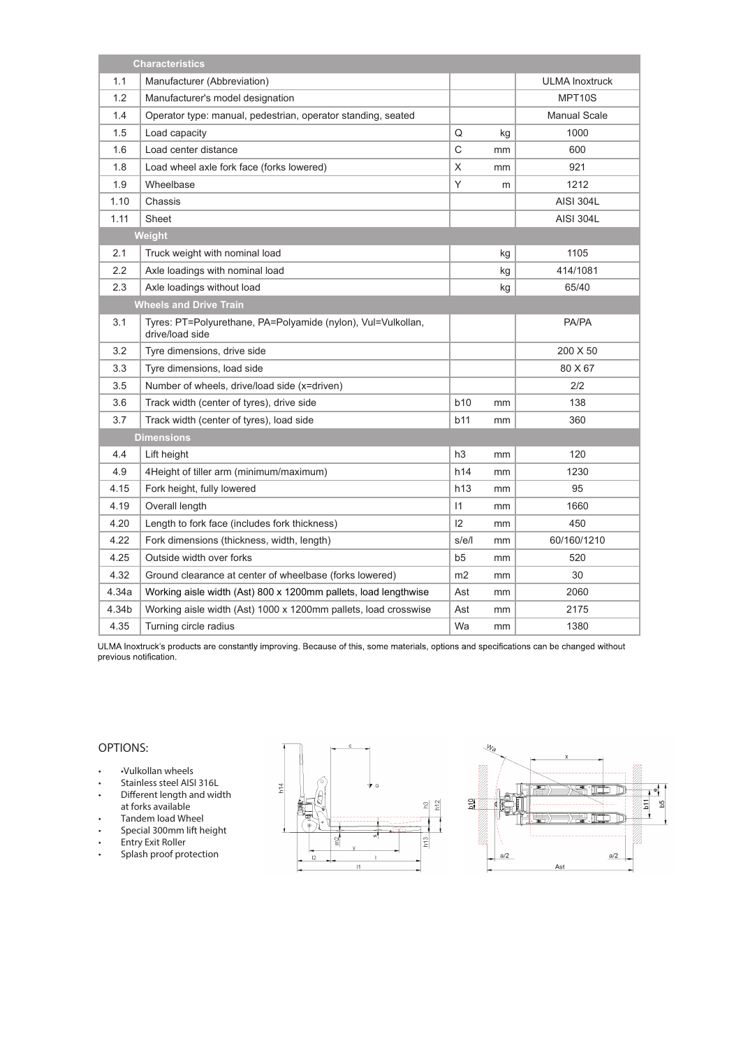| | Characteristics | | | |
|---|---|---|---|---|
| 1.1 | Manufacturer (Abbreviation) | | | ULMA Inoxtruck |
| 1.2 | Manufacturer's model designation | | | MPT10S |
| 1.4 | Operator type: manual, pedestrian, operator standing, seated | | | Manual Scale |
| 1.5 | Load capacity | Q | kg | 1000 |
| 1.6 | Load center distance | C | mm | 600 |
| 1.8 | Load wheel axle fork face (forks lowered) | X | mm | 921 |
| 1.9 | Wheelbase | Y | m | 1212 |
| 1.10 | Chassis | | | AISI 304L |
| 1.11 | Sheet | | | AISI 304L |
| | **Weight** | | | |
| 2.1 | Truck weight with nominal load | | kg | 1105 |
| 2.2 | Axle loadings with nominal load | | kg | 414/1081 |
| 2.3 | Axle loadings without load | | kg | 65/40 |
| | **Wheels and Drive Train** | | | |
| 3.1 | Tyres: PT=Polyurethane, PA=Polyamide (nylon), Vul=Vulkollan, drive/load side | | | PA/PA |
| 3.2 | Tyre dimensions, drive side | | | 200 X 50 |
| 3.3 | Tyre dimensions, load side | | | 80 X 67 |
| 3.5 | Number of wheels, drive/load side (x=driven) | | | 2/2 |
| 3.6 | Track width (center of tyres), drive side | b10 | mm | 138 |
| 3.7 | Track width (center of tyres), load side | b11 | mm | 360 |
| | **Dimensions** | | | |
| 4.4 | Lift height | h3 | mm | 120 |
| 4.9 | 4Height of tiller arm (minimum/maximum) | h14 | mm | 1230 |
| 4.15 | Fork height, fully lowered | h13 | mm | 95 |
| 4.19 | Overall length | l1 | mm | 1660 |
| 4.20 | Length to fork face (includes fork thickness) | l2 | mm | 450 |
| 4.22 | Fork dimensions (thickness, width, length) | s/e/l | mm | 60/160/1210 |
| 4.25 | Outside width over forks | b5 | mm | 520 |
| 4.32 | Ground clearance at center of wheelbase (forks lowered) | m2 | mm | 30 |
| 4.34a | Working aisle width (Ast) 800 x 1200mm pallets, load lengthwise | Ast | mm | 2060 |
| 4.34b | Working aisle width (Ast) 1000 x 1200mm pallets, load crosswise | Ast | mm | 2175 |
| 4.35 | Turning circle radius | Wa | mm | 1380 |

ULMA Inoxtruck's products are constantly improving. Because of this, some materials, options and specifications can be changed without previous notification.

OPTIONS:

- •Vulkollan wheels
- Stainless steel AISI 316L
- Different length and width at forks available
- Tandem load Wheel
- Special 300mm lift height
- Entry Exit Roller
- Splash proof protection

c
Q
h14
h3
h12
m2
s
h13
y
l2
l
l1

Wa
x
b10
e
b11
b5
a/2
a/2
Ast